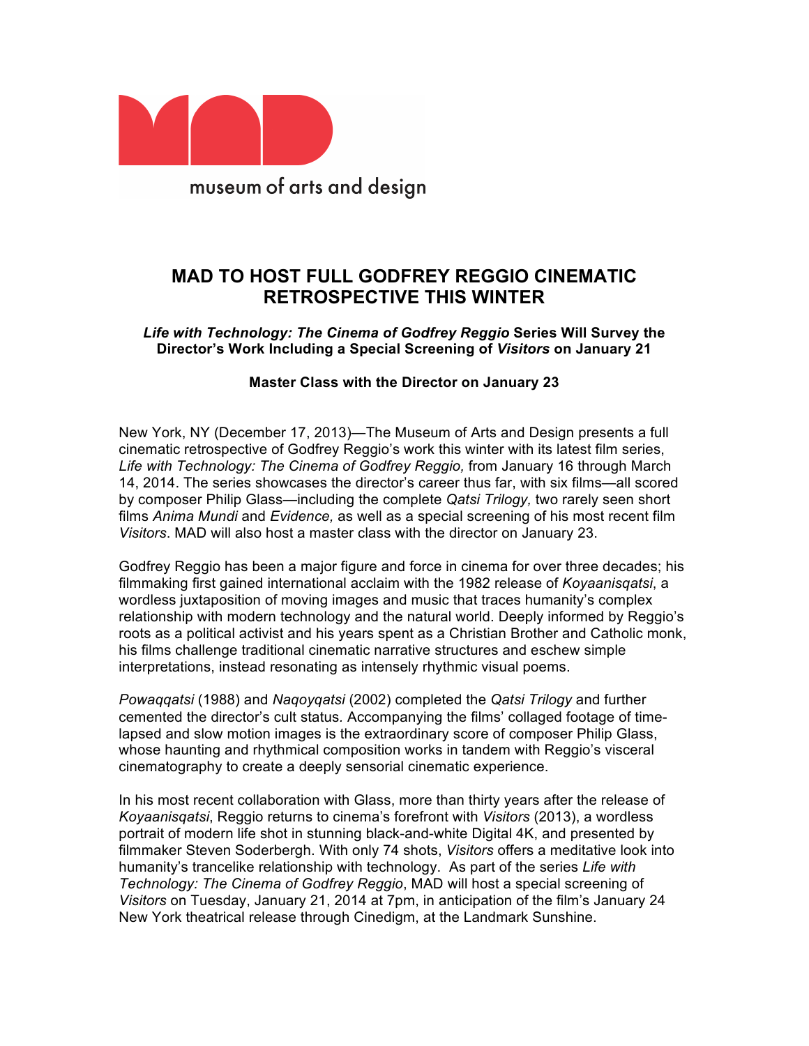museum of arts and design

# MAD TO HOST FULL GODFREY REGGIO CINEMATIC RETROSPECTIVE THIS WINTER

**_Life with Technology: The Cinema of Godfrey Reggio_ Series Will Survey the Director's Work Including a Special Screening of _Visitors_ on January 21**

**Master Class with the Director on January 23**

New York, NY (December 17, 2013)—The Museum of Arts and Design presents a full cinematic retrospective of Godfrey Reggio's work this winter with its latest film series, *Life with Technology: The Cinema of Godfrey Reggio,* from January 16 through March 14, 2014. The series showcases the director's career thus far, with six films—all scored by composer Philip Glass—including the complete *Qatsi Trilogy,* two rarely seen short films *Anima Mundi* and *Evidence,* as well as a special screening of his most recent film *Visitors*. MAD will also host a master class with the director on January 23.

Godfrey Reggio has been a major figure and force in cinema for over three decades; his filmmaking first gained international acclaim with the 1982 release of *Koyaanisqatsi*, a wordless juxtaposition of moving images and music that traces humanity's complex relationship with modern technology and the natural world. Deeply informed by Reggio's roots as a political activist and his years spent as a Christian Brother and Catholic monk, his films challenge traditional cinematic narrative structures and eschew simple interpretations, instead resonating as intensely rhythmic visual poems.

*Powaqqatsi* (1988) and *Naqoyqatsi* (2002) completed the *Qatsi Trilogy* and further cemented the director's cult status. Accompanying the films' collaged footage of time-lapsed and slow motion images is the extraordinary score of composer Philip Glass, whose haunting and rhythmical composition works in tandem with Reggio's visceral cinematography to create a deeply sensorial cinematic experience.

In his most recent collaboration with Glass, more than thirty years after the release of *Koyaanisqatsi*, Reggio returns to cinema's forefront with *Visitors* (2013), a wordless portrait of modern life shot in stunning black-and-white Digital 4K, and presented by filmmaker Steven Soderbergh. With only 74 shots, *Visitors* offers a meditative look into humanity's trancelike relationship with technology. As part of the series *Life with Technology: The Cinema of Godfrey Reggio*, MAD will host a special screening of *Visitors* on Tuesday, January 21, 2014 at 7pm, in anticipation of the film's January 24 New York theatrical release through Cinedigm, at the Landmark Sunshine.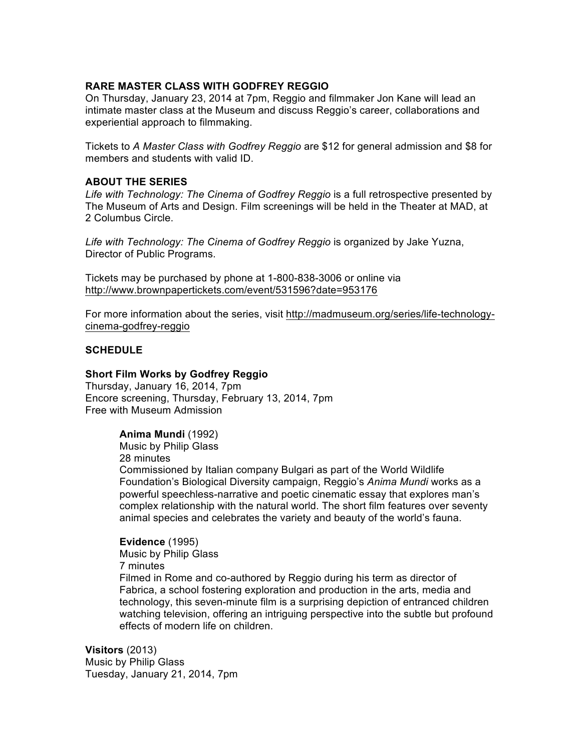**RARE MASTER CLASS WITH GODFREY REGGIO**

On Thursday, January 23, 2014 at 7pm, Reggio and filmmaker Jon Kane will lead an intimate master class at the Museum and discuss Reggio's career, collaborations and experiential approach to filmmaking.

Tickets to *A Master Class with Godfrey Reggio* are $12 for general admission and $8 for members and students with valid ID.

**ABOUT THE SERIES**

*Life with Technology: The Cinema of Godfrey Reggio* is a full retrospective presented by The Museum of Arts and Design. Film screenings will be held in the Theater at MAD, at 2 Columbus Circle.

*Life with Technology: The Cinema of Godfrey Reggio* is organized by Jake Yuzna, Director of Public Programs.

Tickets may be purchased by phone at 1-800-838-3006 or online via http://www.brownpapertickets.com/event/531596?date=953176

For more information about the series, visit http://madmuseum.org/series/life-technology-cinema-godfrey-reggio

**SCHEDULE**

**Short Film Works by Godfrey Reggio**
Thursday, January 16, 2014, 7pm
Encore screening, Thursday, February 13, 2014, 7pm
Free with Museum Admission

> **Anima Mundi** (1992)
> Music by Philip Glass
> 28 minutes
> Commissioned by Italian company Bulgari as part of the World Wildlife Foundation's Biological Diversity campaign, Reggio's *Anima Mundi* works as a powerful speechless-narrative and poetic cinematic essay that explores man's complex relationship with the natural world. The short film features over seventy animal species and celebrates the variety and beauty of the world's fauna.
>
> **Evidence** (1995)
> Music by Philip Glass
> 7 minutes
> Filmed in Rome and co-authored by Reggio during his term as director of Fabrica, a school fostering exploration and production in the arts, media and technology, this seven-minute film is a surprising depiction of entranced children watching television, offering an intriguing perspective into the subtle but profound effects of modern life on children.

**Visitors** (2013)
Music by Philip Glass
Tuesday, January 21, 2014, 7pm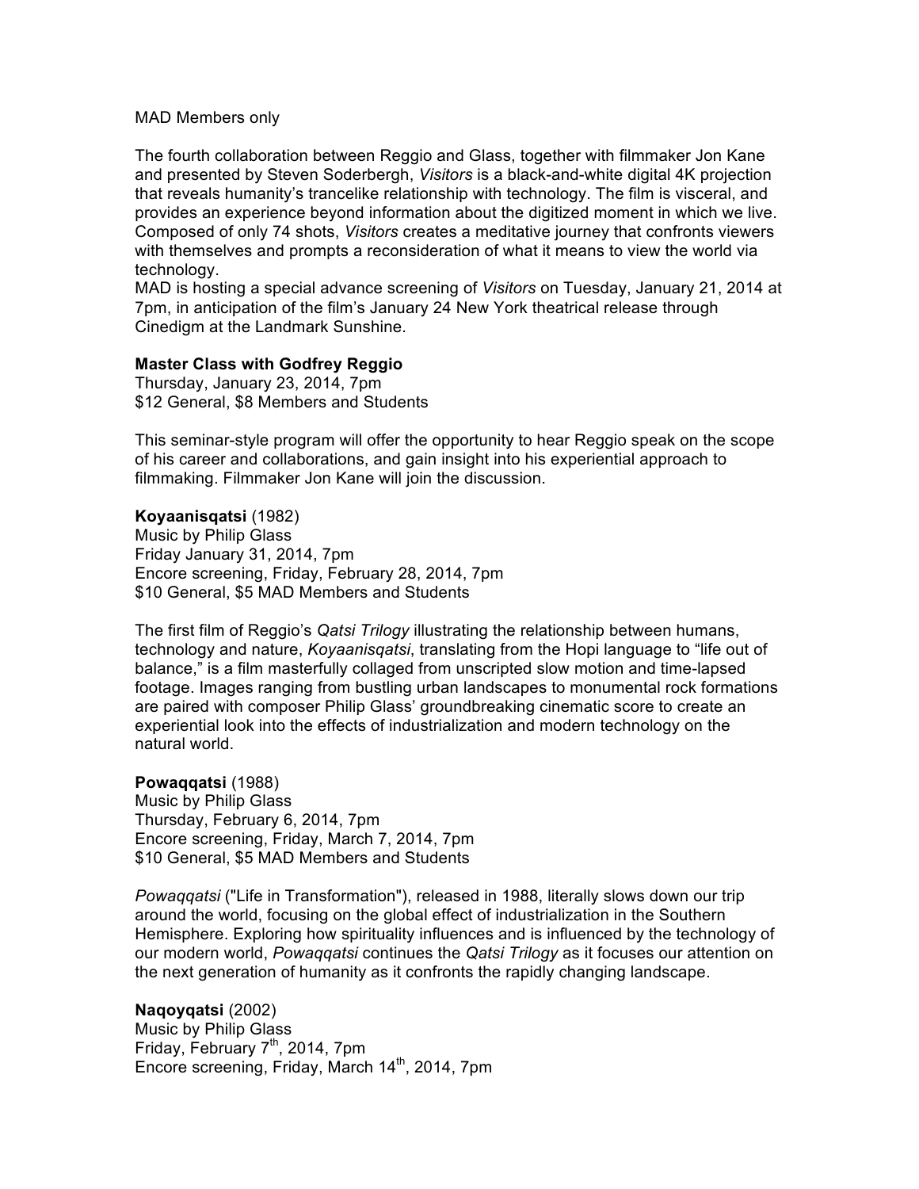MAD Members only

The fourth collaboration between Reggio and Glass, together with filmmaker Jon Kane and presented by Steven Soderbergh, *Visitors* is a black-and-white digital 4K projection that reveals humanity's trancelike relationship with technology. The film is visceral, and provides an experience beyond information about the digitized moment in which we live. Composed of only 74 shots, *Visitors* creates a meditative journey that confronts viewers with themselves and prompts a reconsideration of what it means to view the world via technology.
MAD is hosting a special advance screening of *Visitors* on Tuesday, January 21, 2014 at 7pm, in anticipation of the film's January 24 New York theatrical release through Cinedigm at the Landmark Sunshine.

**Master Class with Godfrey Reggio**
Thursday, January 23, 2014, 7pm
$12 General, $8 Members and Students

This seminar-style program will offer the opportunity to hear Reggio speak on the scope of his career and collaborations, and gain insight into his experiential approach to filmmaking. Filmmaker Jon Kane will join the discussion.

**Koyaanisqatsi** (1982)
Music by Philip Glass
Friday January 31, 2014, 7pm
Encore screening, Friday, February 28, 2014, 7pm
$10 General, $5 MAD Members and Students

The first film of Reggio's *Qatsi Trilogy* illustrating the relationship between humans, technology and nature, *Koyaanisqatsi*, translating from the Hopi language to "life out of balance," is a film masterfully collaged from unscripted slow motion and time-lapsed footage. Images ranging from bustling urban landscapes to monumental rock formations are paired with composer Philip Glass' groundbreaking cinematic score to create an experiential look into the effects of industrialization and modern technology on the natural world.

**Powaqqatsi** (1988)
Music by Philip Glass
Thursday, February 6, 2014, 7pm
Encore screening, Friday, March 7, 2014, 7pm
$10 General, $5 MAD Members and Students

*Powaqqatsi* ("Life in Transformation"), released in 1988, literally slows down our trip around the world, focusing on the global effect of industrialization in the Southern Hemisphere. Exploring how spirituality influences and is influenced by the technology of our modern world, *Powaqqatsi* continues the *Qatsi Trilogy* as it focuses our attention on the next generation of humanity as it confronts the rapidly changing landscape.

**Naqoyqatsi** (2002)
Music by Philip Glass
Friday, February 7th, 2014, 7pm
Encore screening, Friday, March 14th, 2014, 7pm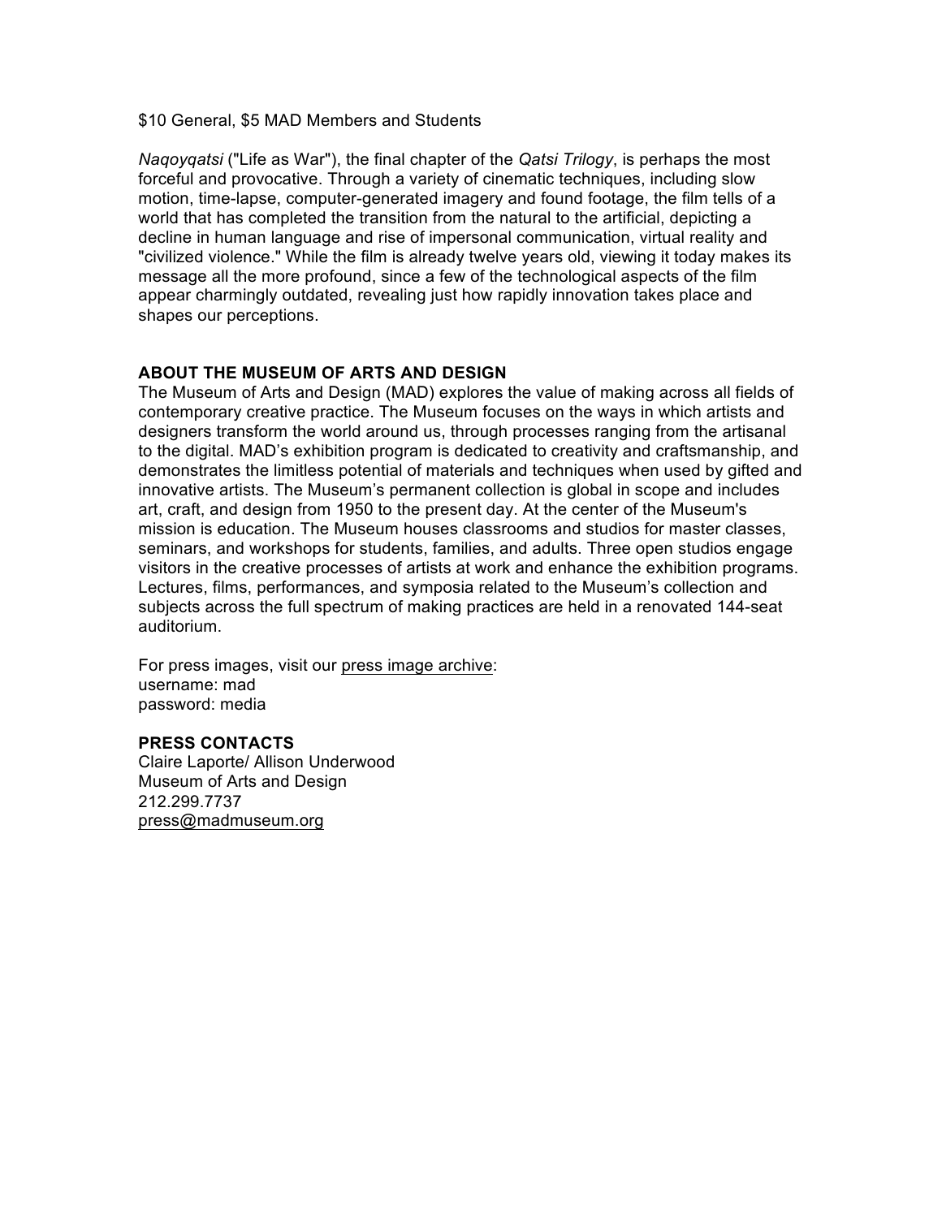$10 General, $5 MAD Members and Students

*Naqoyqatsi* ("Life as War"), the final chapter of the *Qatsi Trilogy*, is perhaps the most forceful and provocative. Through a variety of cinematic techniques, including slow motion, time-lapse, computer-generated imagery and found footage, the film tells of a world that has completed the transition from the natural to the artificial, depicting a decline in human language and rise of impersonal communication, virtual reality and "civilized violence." While the film is already twelve years old, viewing it today makes its message all the more profound, since a few of the technological aspects of the film appear charmingly outdated, revealing just how rapidly innovation takes place and shapes our perceptions.

**ABOUT THE MUSEUM OF ARTS AND DESIGN**

The Museum of Arts and Design (MAD) explores the value of making across all fields of contemporary creative practice. The Museum focuses on the ways in which artists and designers transform the world around us, through processes ranging from the artisanal to the digital. MAD's exhibition program is dedicated to creativity and craftsmanship, and demonstrates the limitless potential of materials and techniques when used by gifted and innovative artists. The Museum's permanent collection is global in scope and includes art, craft, and design from 1950 to the present day. At the center of the Museum's mission is education. The Museum houses classrooms and studios for master classes, seminars, and workshops for students, families, and adults. Three open studios engage visitors in the creative processes of artists at work and enhance the exhibition programs. Lectures, films, performances, and symposia related to the Museum's collection and subjects across the full spectrum of making practices are held in a renovated 144-seat auditorium.

For press images, visit our press image archive:
username: mad
password: media

**PRESS CONTACTS**

Claire Laporte/ Allison Underwood
Museum of Arts and Design
212.299.7737
press@madmuseum.org